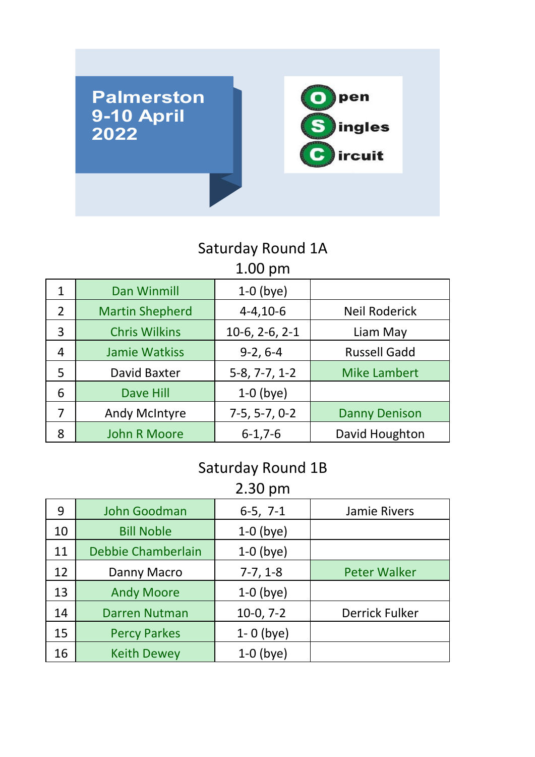# Palmerston 9-10 April 2022

**Open Singles Circuit**

## Saturday Round 1A
### 1.00 pm

| | | | |
|---|---|---|---|
| 1 | Dan Winmill | 1-0 (bye) | |
| 2 | Martin Shepherd | 4-4,10-6 | Neil Roderick |
| 3 | Chris Wilkins | 10-6, 2-6, 2-1 | Liam May |
| 4 | Jamie Watkiss | 9-2, 6-4 | Russell Gadd |
| 5 | David Baxter | 5-8, 7-7, 1-2 | Mike Lambert |
| 6 | Dave Hill | 1-0 (bye) | |
| 7 | Andy McIntyre | 7-5, 5-7, 0-2 | Danny Denison |
| 8 | John R Moore | 6-1,7-6 | David Houghton |

## Saturday Round 1B
### 2.30 pm

| | | | |
|---|---|---|---|
| 9 | John Goodman | 6-5, 7-1 | Jamie Rivers |
| 10 | Bill Noble | 1-0 (bye) | |
| 11 | Debbie Chamberlain | 1-0 (bye) | |
| 12 | Danny Macro | 7-7, 1-8 | Peter Walker |
| 13 | Andy Moore | 1-0 (bye) | |
| 14 | Darren Nutman | 10-0, 7-2 | Derrick Fulker |
| 15 | Percy Parkes | 1- 0 (bye) | |
| 16 | Keith Dewey | 1-0 (bye) | |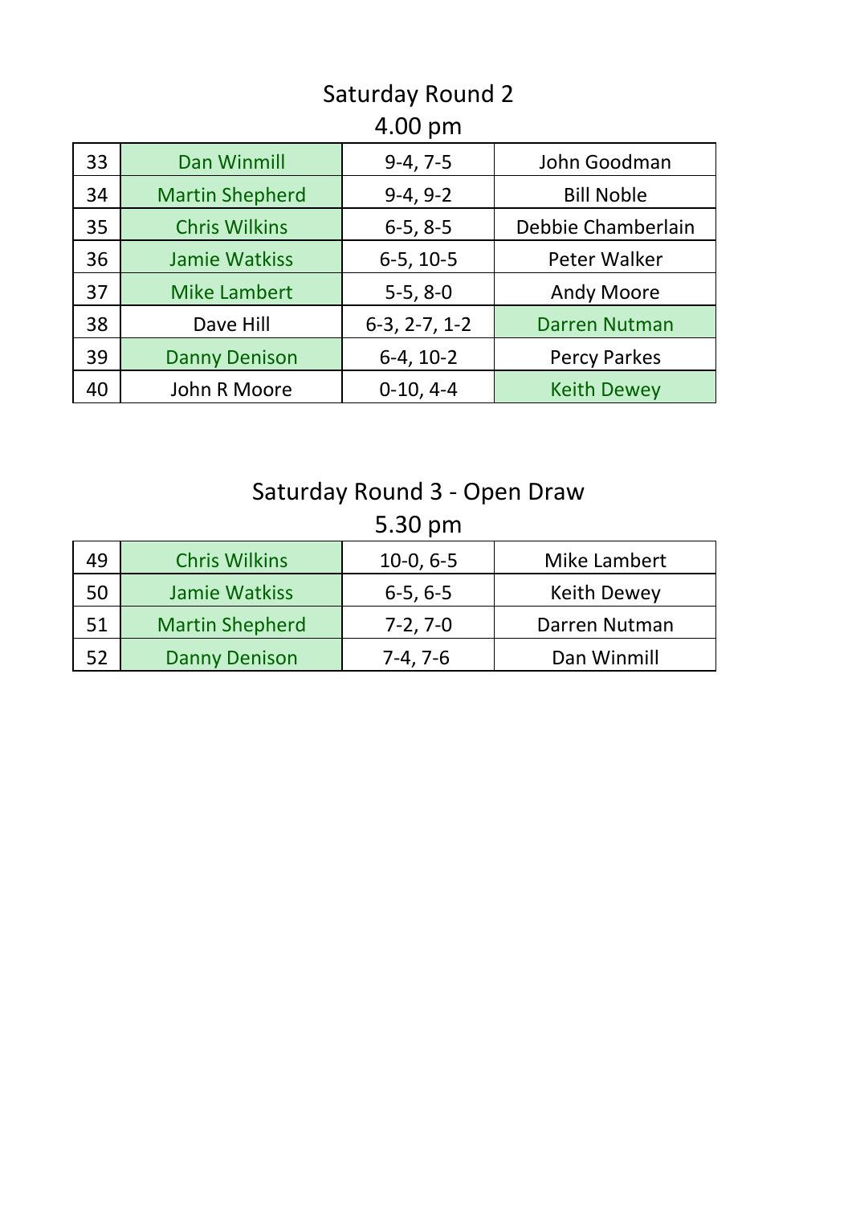## Saturday Round 2

### 4.00 pm

| | | | |
|---|---|---|---|
| 33 | Dan Winmill | 9-4, 7-5 | John Goodman |
| 34 | Martin Shepherd | 9-4, 9-2 | Bill Noble |
| 35 | Chris Wilkins | 6-5, 8-5 | Debbie Chamberlain |
| 36 | Jamie Watkiss | 6-5, 10-5 | Peter Walker |
| 37 | Mike Lambert | 5-5, 8-0 | Andy Moore |
| 38 | Dave Hill | 6-3, 2-7, 1-2 | Darren Nutman |
| 39 | Danny Denison | 6-4, 10-2 | Percy Parkes |
| 40 | John R Moore | 0-10, 4-4 | Keith Dewey |

## Saturday Round 3 - Open Draw

### 5.30 pm

| | | | |
|---|---|---|---|
| 49 | Chris Wilkins | 10-0, 6-5 | Mike Lambert |
| 50 | Jamie Watkiss | 6-5, 6-5 | Keith Dewey |
| 51 | Martin Shepherd | 7-2, 7-0 | Darren Nutman |
| 52 | Danny Denison | 7-4, 7-6 | Dan Winmill |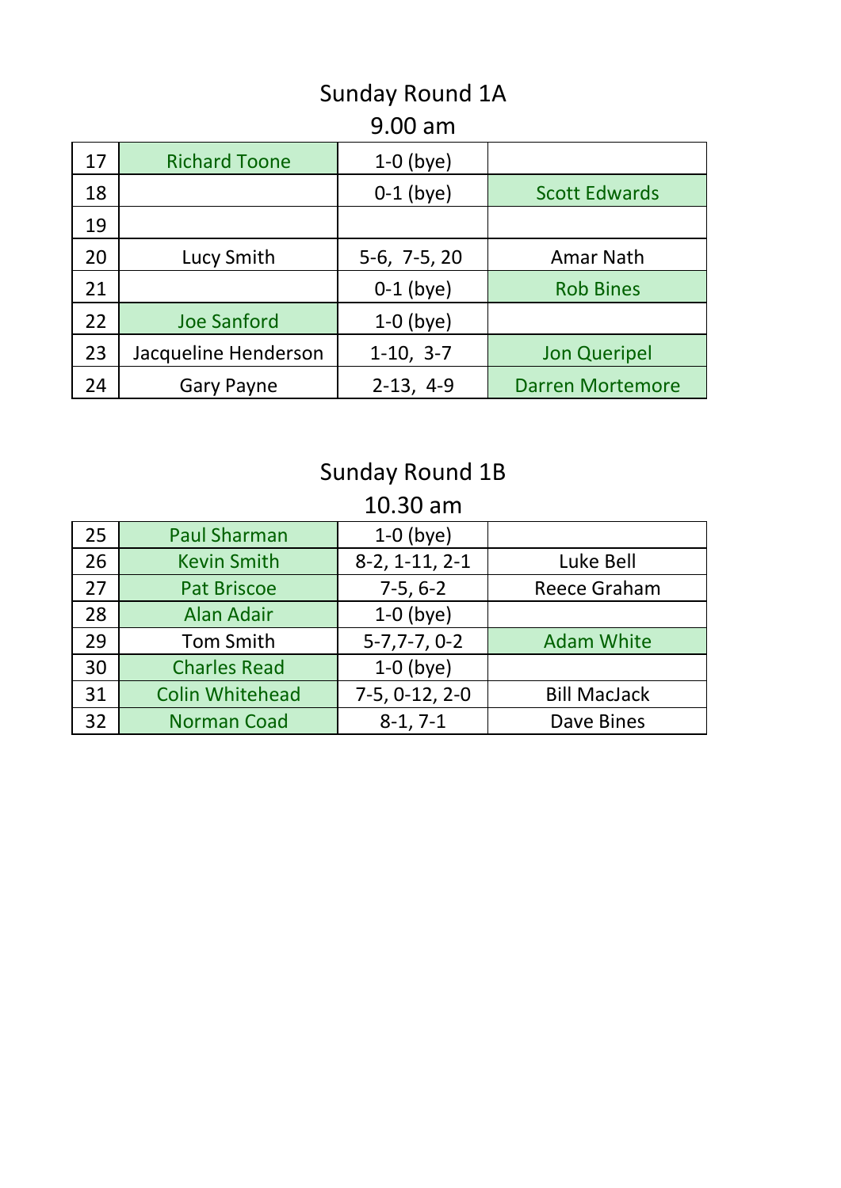## Sunday Round 1A

### 9.00 am

| | | | |
|---|---|---|---|
| 17 | Richard Toone | 1-0 (bye) | |
| 18 | | 0-1 (bye) | Scott Edwards |
| 19 | | | |
| 20 | Lucy Smith | 5-6, 7-5, 20 | Amar Nath |
| 21 | | 0-1 (bye) | Rob Bines |
| 22 | Joe Sanford | 1-0 (bye) | |
| 23 | Jacqueline Henderson | 1-10, 3-7 | Jon Queripel |
| 24 | Gary Payne | 2-13, 4-9 | Darren Mortemore |

## Sunday Round 1B

### 10.30 am

| | | | |
|---|---|---|---|
| 25 | Paul Sharman | 1-0 (bye) | |
| 26 | Kevin Smith | 8-2, 1-11, 2-1 | Luke Bell |
| 27 | Pat Briscoe | 7-5, 6-2 | Reece Graham |
| 28 | Alan Adair | 1-0 (bye) | |
| 29 | Tom Smith | 5-7,7-7, 0-2 | Adam White |
| 30 | Charles Read | 1-0 (bye) | |
| 31 | Colin Whitehead | 7-5, 0-12, 2-0 | Bill MacJack |
| 32 | Norman Coad | 8-1, 7-1 | Dave Bines |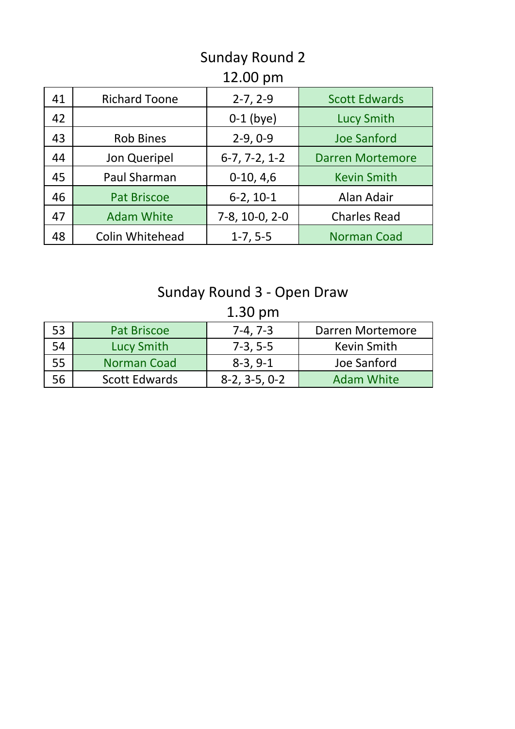## Sunday Round 2

### 12.00 pm

| | | | |
|---|---|---|---|
| 41 | Richard Toone | 2-7, 2-9 | Scott Edwards |
| 42 | | 0-1 (bye) | Lucy Smith |
| 43 | Rob Bines | 2-9, 0-9 | Joe Sanford |
| 44 | Jon Queripel | 6-7, 7-2, 1-2 | Darren Mortemore |
| 45 | Paul Sharman | 0-10, 4,6 | Kevin Smith |
| 46 | Pat Briscoe | 6-2, 10-1 | Alan Adair |
| 47 | Adam White | 7-8, 10-0, 2-0 | Charles Read |
| 48 | Colin Whitehead | 1-7, 5-5 | Norman Coad |

## Sunday Round 3 - Open Draw

### 1.30 pm

| | | | |
|---|---|---|---|
| 53 | Pat Briscoe | 7-4, 7-3 | Darren Mortemore |
| 54 | Lucy Smith | 7-3, 5-5 | Kevin Smith |
| 55 | Norman Coad | 8-3, 9-1 | Joe Sanford |
| 56 | Scott Edwards | 8-2, 3-5, 0-2 | Adam White |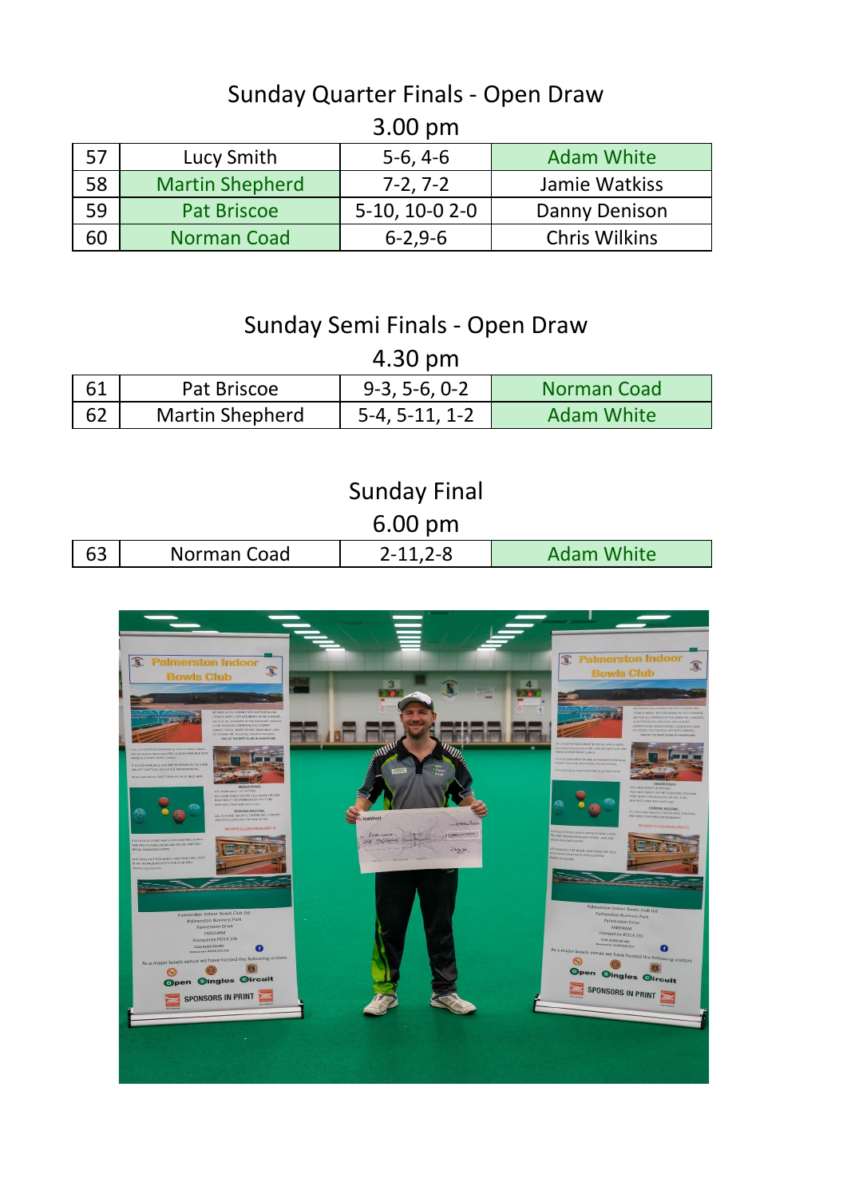## Sunday Quarter Finals - Open Draw

3.00 pm

| | | | |
|---|---|---|---|
| 57 | Lucy Smith | 5-6, 4-6 | Adam White |
| 58 | Martin Shepherd | 7-2, 7-2 | Jamie Watkiss |
| 59 | Pat Briscoe | 5-10, 10-0 2-0 | Danny Denison |
| 60 | Norman Coad | 6-2,9-6 | Chris Wilkins |

## Sunday Semi Finals - Open Draw

4.30 pm

| | | | |
|---|---|---|---|
| 61 | Pat Briscoe | 9-3, 5-6, 0-2 | Norman Coad |
| 62 | Martin Shepherd | 5-4, 5-11, 1-2 | Adam White |

## Sunday Final

6.00 pm

| | | | |
|---|---|---|---|
| 63 | Norman Coad | 2-11,2-8 | Adam White |